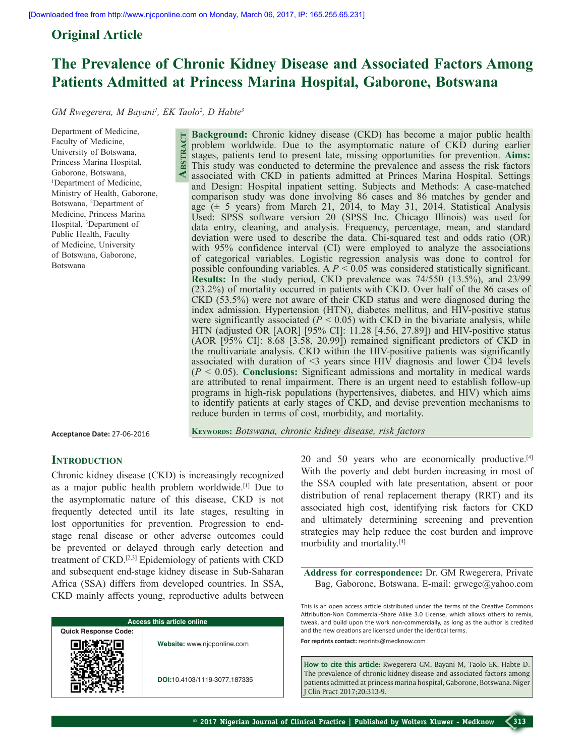Original Article

# The Prevalence of Chronic Kidney Disease and Associated Factors Among Patients Admitted at Princess Marina Hospital, Gaborone, Botswana

*GM Rwegerera, M Bayani[1], EK Taolo[2], D Habte[3]*

Department of Medicine, Faculty of Medicine, University of Botswana, Princess Marina Hospital, Gaborone, Botswana, [1]Department of Medicine, Ministry of Health, Gaborone, Botswana, [2]Department of Medicine, Princess Marina Hospital, [3]Department of Public Health, Faculty of Medicine, University of Botswana, Gaborone, Botswana

## Abstract

**Background:** Chronic kidney disease (CKD) has become a major public health problem worldwide. Due to the asymptomatic nature of CKD during earlier stages, patients tend to present late, missing opportunities for prevention. **Aims:** This study was conducted to determine the prevalence and assess the risk factors associated with CKD in patients admitted at Princes Marina Hospital. Settings and Design: Hospital inpatient setting. Subjects and Methods: A case-matched comparison study was done involving 86 cases and 86 matches by gender and age (± 5 years) from March 21, 2014, to May 31, 2014. Statistical Analysis Used: SPSS software version 20 (SPSS Inc. Chicago Illinois) was used for data entry, cleaning, and analysis. Frequency, percentage, mean, and standard deviation were used to describe the data. Chi-squared test and odds ratio (OR) with 95% confidence interval (CI) were employed to analyze the associations of categorical variables. Logistic regression analysis was done to control for possible confounding variables. A $P < 0.05$ was considered statistically significant. **Results:** In the study period, CKD prevalence was 74/550 (13.5%), and 23/99 (23.2%) of mortality occurred in patients with CKD. Over half of the 86 cases of CKD (53.5%) were not aware of their CKD status and were diagnosed during the index admission. Hypertension (HTN), diabetes mellitus, and HIV-positive status were significantly associated ($P < 0.05$) with CKD in the bivariate analysis, while HTN (adjusted OR [AOR] [95% CI]: 11.28 [4.56, 27.89]) and HIV-positive status (AOR [95% CI]: 8.68 [3.58, 20.99]) remained significant predictors of CKD in the multivariate analysis. CKD within the HIV-positive patients was significantly associated with duration of <3 years since HIV diagnosis and lower CD4 levels ($P < 0.05$). **Conclusions:** Significant admissions and mortality in medical wards are attributed to renal impairment. There is an urgent need to establish follow-up programs in high-risk populations (hypertensives, diabetes, and HIV) which aims to identify patients at early stages of CKD, and devise prevention mechanisms to reduce burden in terms of cost, morbidity, and mortality.

**Keywords:** *Botswana, chronic kidney disease, risk factors*

**Acceptance Date:** 27-06-2016

## Introduction

Chronic kidney disease (CKD) is increasingly recognized as a major public health problem worldwide.[1] Due to the asymptomatic nature of this disease, CKD is not frequently detected until its late stages, resulting in lost opportunities for prevention. Progression to end-stage renal disease or other adverse outcomes could be prevented or delayed through early detection and treatment of CKD.[2,3] Epidemiology of patients with CKD and subsequent end-stage kidney disease in Sub-Saharan Africa (SSA) differs from developed countries. In SSA, CKD mainly affects young, reproductive adults between 20 and 50 years who are economically productive.[4] With the poverty and debt burden increasing in most of the SSA coupled with late presentation, absent or poor distribution of renal replacement therapy (RRT) and its associated high cost, identifying risk factors for CKD and ultimately determining screening and prevention strategies may help reduce the cost burden and improve morbidity and mortality.[4]

**Address for correspondence:** Dr. GM Rwegerera, Private Bag, Gaborone, Botswana. E-mail: grwege@yahoo.com

| Access this article online | |
|---|---|
| Quick Response Code: | Website: www.njcponline.com |
| | DOI:10.4103/1119-3077.187335 |

This is an open access article distributed under the terms of the Creative Commons Attribution-Non Commercial-Share Alike 3.0 License, which allows others to remix, tweak, and build upon the work non-commercially, as long as the author is credited and the new creations are licensed under the identical terms.

**For reprints contact:** reprints@medknow.com

**How to cite this article:** Rwegerera GM, Bayani M, Taolo EK, Habte D. The prevalence of chronic kidney disease and associated factors among patients admitted at princess marina hospital, Gaborone, Botswana. Niger J Clin Pract 2017;20:313-9.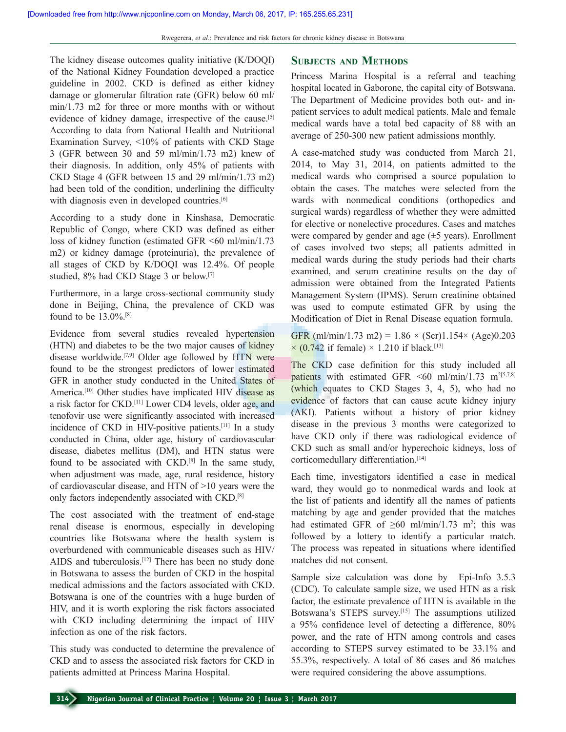The kidney disease outcomes quality initiative (K/DOQI) of the National Kidney Foundation developed a practice guideline in 2002. CKD is defined as either kidney damage or glomerular filtration rate (GFR) below 60 ml/min/1.73 m2 for three or more months with or without evidence of kidney damage, irrespective of the cause.[5] According to data from National Health and Nutritional Examination Survey, <10% of patients with CKD Stage 3 (GFR between 30 and 59 ml/min/1.73 m2) knew of their diagnosis. In addition, only 45% of patients with CKD Stage 4 (GFR between 15 and 29 ml/min/1.73 m2) had been told of the condition, underlining the difficulty with diagnosis even in developed countries.[6]

According to a study done in Kinshasa, Democratic Republic of Congo, where CKD was defined as either loss of kidney function (estimated GFR <60 ml/min/1.73 m2) or kidney damage (proteinuria), the prevalence of all stages of CKD by K/DOQI was 12.4%. Of people studied, 8% had CKD Stage 3 or below.[7]

Furthermore, in a large cross-sectional community study done in Beijing, China, the prevalence of CKD was found to be 13.0%.[8]

Evidence from several studies revealed hypertension (HTN) and diabetes to be the two major causes of kidney disease worldwide.[7,9] Older age followed by HTN were found to be the strongest predictors of lower estimated GFR in another study conducted in the United States of America.[10] Other studies have implicated HIV disease as a risk factor for CKD.[11] Lower CD4 levels, older age, and tenofovir use were significantly associated with increased incidence of CKD in HIV-positive patients.[11] In a study conducted in China, older age, history of cardiovascular disease, diabetes mellitus (DM), and HTN status were found to be associated with CKD.[8] In the same study, when adjustment was made, age, rural residence, history of cardiovascular disease, and HTN of >10 years were the only factors independently associated with CKD.[8]

The cost associated with the treatment of end-stage renal disease is enormous, especially in developing countries like Botswana where the health system is overburdened with communicable diseases such as HIV/AIDS and tuberculosis.[12] There has been no study done in Botswana to assess the burden of CKD in the hospital medical admissions and the factors associated with CKD. Botswana is one of the countries with a huge burden of HIV, and it is worth exploring the risk factors associated with CKD including determining the impact of HIV infection as one of the risk factors.

This study was conducted to determine the prevalence of CKD and to assess the associated risk factors for CKD in patients admitted at Princess Marina Hospital.

## Subjects and Methods

Princess Marina Hospital is a referral and teaching hospital located in Gaborone, the capital city of Botswana. The Department of Medicine provides both out- and in-patient services to adult medical patients. Male and female medical wards have a total bed capacity of 88 with an average of 250-300 new patient admissions monthly.

A case-matched study was conducted from March 21, 2014, to May 31, 2014, on patients admitted to the medical wards who comprised a source population to obtain the cases. The matches were selected from the wards with nonmedical conditions (orthopedics and surgical wards) regardless of whether they were admitted for elective or nonelective procedures. Cases and matches were compared by gender and age (±5 years). Enrollment of cases involved two steps; all patients admitted in medical wards during the study periods had their charts examined, and serum creatinine results on the day of admission were obtained from the Integrated Patients Management System (IPMS). Serum creatinine obtained was used to compute estimated GFR by using the Modification of Diet in Renal Disease equation formula.

GFR (ml/min/1.73 m2) = 1.86 × (Scr)1.154× (Age)0.203 × (0.742 if female) × 1.210 if black.[13]

The CKD case definition for this study included all patients with estimated GFR <60 ml/min/1.73 $m^2$[5,7,8] (which equates to CKD Stages 3, 4, 5), who had no evidence of factors that can cause acute kidney injury (AKI). Patients without a history of prior kidney disease in the previous 3 months were categorized to have CKD only if there was radiological evidence of CKD such as small and/or hyperechoic kidneys, loss of corticomedullary differentiation.[14]

Each time, investigators identified a case in medical ward, they would go to nonmedical wards and look at the list of patients and identify all the names of patients matching by age and gender provided that the matches had estimated GFR of ≥60 ml/min/1.73 $m^2$; this was followed by a lottery to identify a particular match. The process was repeated in situations where identified matches did not consent.

Sample size calculation was done by Epi-Info 3.5.3 (CDC). To calculate sample size, we used HTN as a risk factor, the estimate prevalence of HTN is available in the Botswana's STEPS survey.[15] The assumptions utilized a 95% confidence level of detecting a difference, 80% power, and the rate of HTN among controls and cases according to STEPS survey estimated to be 33.1% and 55.3%, respectively. A total of 86 cases and 86 matches were required considering the above assumptions.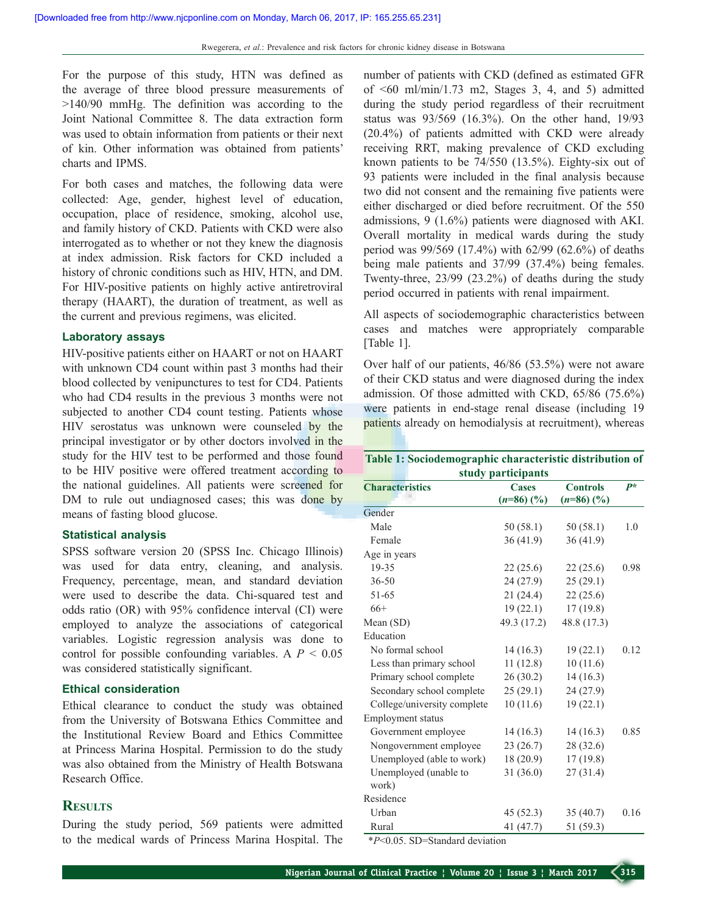For the purpose of this study, HTN was defined as the average of three blood pressure measurements of >140/90 mmHg. The definition was according to the Joint National Committee 8. The data extraction form was used to obtain information from patients or their next of kin. Other information was obtained from patients' charts and IPMS.

For both cases and matches, the following data were collected: Age, gender, highest level of education, occupation, place of residence, smoking, alcohol use, and family history of CKD. Patients with CKD were also interrogated as to whether or not they knew the diagnosis at index admission. Risk factors for CKD included a history of chronic conditions such as HIV, HTN, and DM. For HIV-positive patients on highly active antiretroviral therapy (HAART), the duration of treatment, as well as the current and previous regimens, was elicited.

### Laboratory assays

HIV-positive patients either on HAART or not on HAART with unknown CD4 count within past 3 months had their blood collected by venipunctures to test for CD4. Patients who had CD4 results in the previous 3 months were not subjected to another CD4 count testing. Patients whose HIV serostatus was unknown were counseled by the principal investigator or by other doctors involved in the study for the HIV test to be performed and those found to be HIV positive were offered treatment according to the national guidelines. All patients were screened for DM to rule out undiagnosed cases; this was done by means of fasting blood glucose.

### Statistical analysis

SPSS software version 20 (SPSS Inc. Chicago Illinois) was used for data entry, cleaning, and analysis. Frequency, percentage, mean, and standard deviation were used to describe the data. Chi-squared test and odds ratio (OR) with 95% confidence interval (CI) were employed to analyze the associations of categorical variables. Logistic regression analysis was done to control for possible confounding variables. A $P < 0.05$ was considered statistically significant.

### Ethical consideration

Ethical clearance to conduct the study was obtained from the University of Botswana Ethics Committee and the Institutional Review Board and Ethics Committee at Princess Marina Hospital. Permission to do the study was also obtained from the Ministry of Health Botswana Research Office.

## Results

During the study period, 569 patients were admitted to the medical wards of Princess Marina Hospital. The number of patients with CKD (defined as estimated GFR of <60 ml/min/1.73 m2, Stages 3, 4, and 5) admitted during the study period regardless of their recruitment status was 93/569 (16.3%). On the other hand, 19/93 (20.4%) of patients admitted with CKD were already receiving RRT, making prevalence of CKD excluding known patients to be 74/550 (13.5%). Eighty-six out of 93 patients were included in the final analysis because two did not consent and the remaining five patients were either discharged or died before recruitment. Of the 550 admissions, 9 (1.6%) patients were diagnosed with AKI. Overall mortality in medical wards during the study period was 99/569 (17.4%) with 62/99 (62.6%) of deaths being male patients and 37/99 (37.4%) being females. Twenty-three, 23/99 (23.2%) of deaths during the study period occurred in patients with renal impairment.

All aspects of sociodemographic characteristics between cases and matches were appropriately comparable [Table 1].

Over half of our patients, 46/86 (53.5%) were not aware of their CKD status and were diagnosed during the index admission. Of those admitted with CKD, 65/86 (75.6%) were patients in end-stage renal disease (including 19 patients already on hemodialysis at recruitment), whereas

**Table 1: Sociodemographic characteristic distribution of study participants**

| Characteristics | Cases (*n*=86) (%) | Controls (*n*=86) (%) | *P** |
|---|---|---|---|
| Gender | | | |
| Male | 50 (58.1) | 50 (58.1) | 1.0 |
| Female | 36 (41.9) | 36 (41.9) | |
| Age in years | | | |
| 19-35 | 22 (25.6) | 22 (25.6) | 0.98 |
| 36-50 | 24 (27.9) | 25 (29.1) | |
| 51-65 | 21 (24.4) | 22 (25.6) | |
| 66+ | 19 (22.1) | 17 (19.8) | |
| Mean (SD) | 49.3 (17.2) | 48.8 (17.3) | |
| Education | | | |
| No formal school | 14 (16.3) | 19 (22.1) | 0.12 |
| Less than primary school | 11 (12.8) | 10 (11.6) | |
| Primary school complete | 26 (30.2) | 14 (16.3) | |
| Secondary school complete | 25 (29.1) | 24 (27.9) | |
| College/university complete | 10 (11.6) | 19 (22.1) | |
| Employment status | | | |
| Government employee | 14 (16.3) | 14 (16.3) | 0.85 |
| Nongovernment employee | 23 (26.7) | 28 (32.6) | |
| Unemployed (able to work) | 18 (20.9) | 17 (19.8) | |
| Unemployed (unable to work) | 31 (36.0) | 27 (31.4) | |
| Residence | | | |
| Urban | 45 (52.3) | 35 (40.7) | 0.16 |
| Rural | 41 (47.7) | 51 (59.3) | |

*$P<0.05$. SD=Standard deviation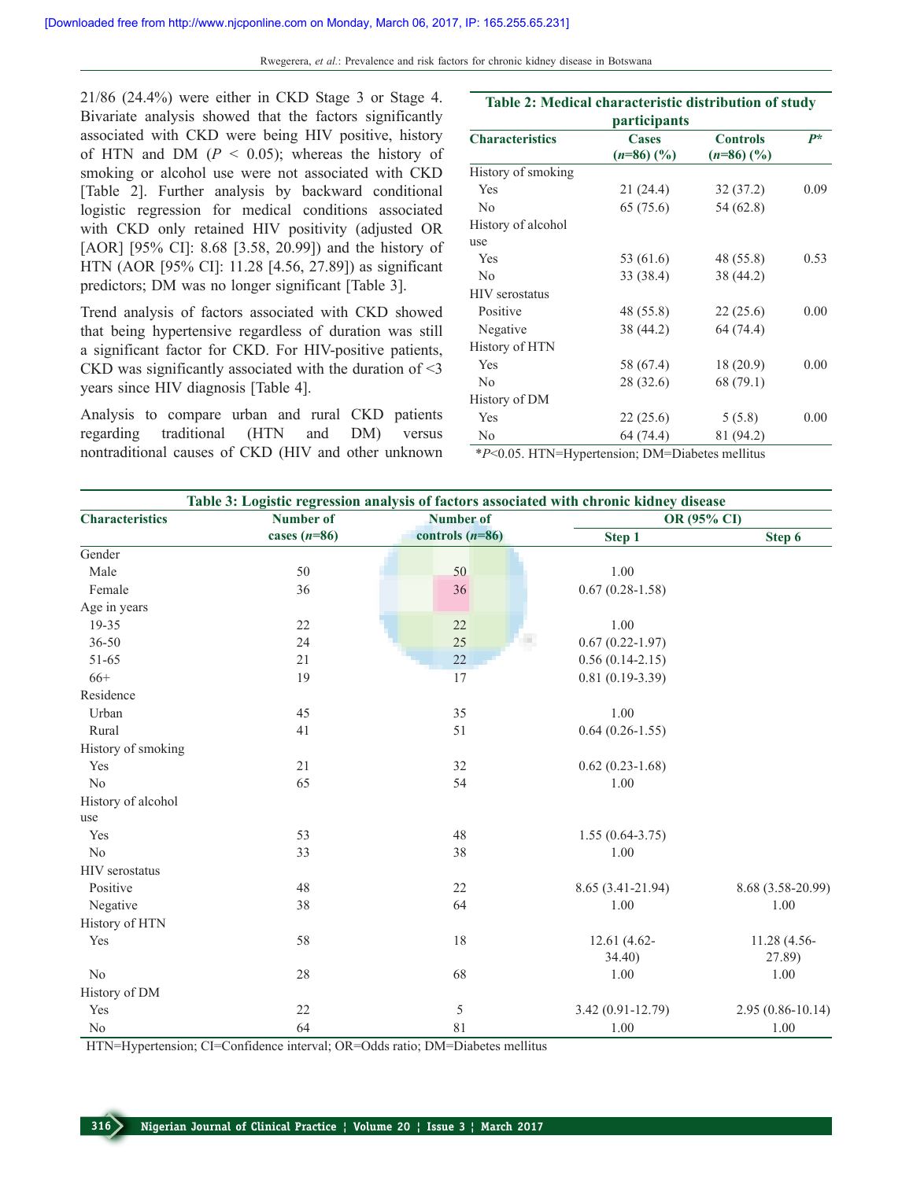21/86 (24.4%) were either in CKD Stage 3 or Stage 4. Bivariate analysis showed that the factors significantly associated with CKD were being HIV positive, history of HTN and DM ($P < 0.05$); whereas the history of smoking or alcohol use were not associated with CKD [Table 2]. Further analysis by backward conditional logistic regression for medical conditions associated with CKD only retained HIV positivity (adjusted OR [AOR] [95% CI]: 8.68 [3.58, 20.99]) and the history of HTN (AOR [95% CI]: 11.28 [4.56, 27.89]) as significant predictors; DM was no longer significant [Table 3].

Trend analysis of factors associated with CKD showed that being hypertensive regardless of duration was still a significant factor for CKD. For HIV-positive patients, CKD was significantly associated with the duration of <3 years since HIV diagnosis [Table 4].

Analysis to compare urban and rural CKD patients regarding traditional (HTN and DM) versus nontraditional causes of CKD (HIV and other unknown

**Table 2: Medical characteristic distribution of study participants**

| Characteristics | Cases (*n*=86) (%) | Controls (*n*=86) (%) | *P** |
|---|---|---|---|
| History of smoking | | | |
| Yes | 21 (24.4) | 32 (37.2) | 0.09 |
| No | 65 (75.6) | 54 (62.8) | |
| History of alcohol use | | | |
| Yes | 53 (61.6) | 48 (55.8) | 0.53 |
| No | 33 (38.4) | 38 (44.2) | |
| HIV serostatus | | | |
| Positive | 48 (55.8) | 22 (25.6) | 0.00 |
| Negative | 38 (44.2) | 64 (74.4) | |
| History of HTN | | | |
| Yes | 58 (67.4) | 18 (20.9) | 0.00 |
| No | 28 (32.6) | 68 (79.1) | |
| History of DM | | | |
| Yes | 22 (25.6) | 5 (5.8) | 0.00 |
| No | 64 (74.4) | 81 (94.2) | |

*$P<0.05$. HTN=Hypertension; DM=Diabetes mellitus

**Table 3: Logistic regression analysis of factors associated with chronic kidney disease**

| Characteristics | Number of cases (*n*=86) | Number of controls (*n*=86) | OR (95% CI) | |
|---|---|---|---|---|
| | | | Step 1 | Step 6 |
| Gender | | | | |
| Male | 50 | 50 | 1.00 | |
| Female | 36 | 36 | 0.67 (0.28-1.58) | |
| Age in years | | | | |
| 19-35 | 22 | 22 | 1.00 | |
| 36-50 | 24 | 25 | 0.67 (0.22-1.97) | |
| 51-65 | 21 | 22 | 0.56 (0.14-2.15) | |
| 66+ | 19 | 17 | 0.81 (0.19-3.39) | |
| Residence | | | | |
| Urban | 45 | 35 | 1.00 | |
| Rural | 41 | 51 | 0.64 (0.26-1.55) | |
| History of smoking | | | | |
| Yes | 21 | 32 | 0.62 (0.23-1.68) | |
| No | 65 | 54 | 1.00 | |
| History of alcohol use | | | | |
| Yes | 53 | 48 | 1.55 (0.64-3.75) | |
| No | 33 | 38 | 1.00 | |
| HIV serostatus | | | | |
| Positive | 48 | 22 | 8.65 (3.41-21.94) | 8.68 (3.58-20.99) |
| Negative | 38 | 64 | 1.00 | 1.00 |
| History of HTN | | | | |
| Yes | 58 | 18 | 12.61 (4.62-34.40) | 11.28 (4.56-27.89) |
| No | 28 | 68 | 1.00 | 1.00 |
| History of DM | | | | |
| Yes | 22 | 5 | 3.42 (0.91-12.79) | 2.95 (0.86-10.14) |
| No | 64 | 81 | 1.00 | 1.00 |

HTN=Hypertension; CI=Confidence interval; OR=Odds ratio; DM=Diabetes mellitus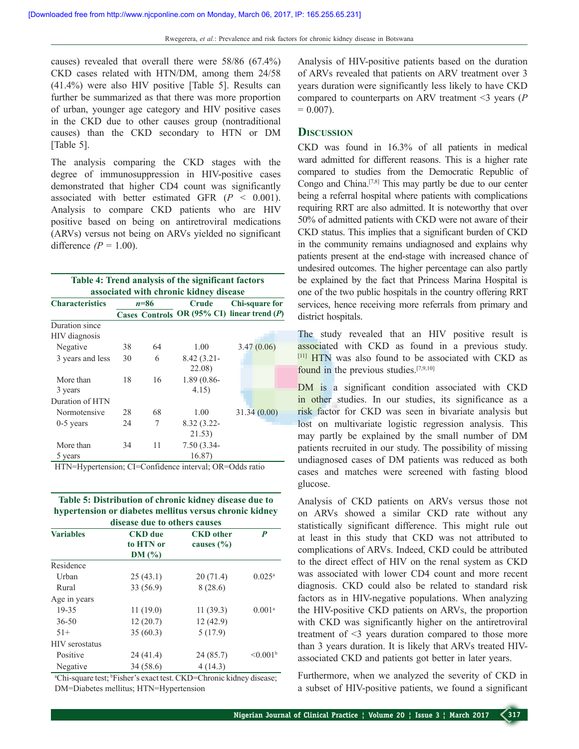causes) revealed that overall there were 58/86 (67.4%) CKD cases related with HTN/DM, among them 24/58 (41.4%) were also HIV positive [Table 5]. Results can further be summarized as that there was more proportion of urban, younger age category and HIV positive cases in the CKD due to other causes group (nontraditional causes) than the CKD secondary to HTN or DM [Table 5].

The analysis comparing the CKD stages with the degree of immunosuppression in HIV-positive cases demonstrated that higher CD4 count was significantly associated with better estimated GFR ($P < 0.001$). Analysis to compare CKD patients who are HIV positive based on being on antiretroviral medications (ARVs) versus not being on ARVs yielded no significant difference ($P = 1.00$).

**Table 4: Trend analysis of the significant factors associated with chronic kidney disease**

| Characteristics | *n*=86 | | Crude OR (95% CI) | Chi-square for linear trend (*P*) |
|---|---|---|---|---|
| | Cases | Controls | | |
| Duration since HIV diagnosis | | | | |
| Negative | 38 | 64 | 1.00 | 3.47 (0.06) |
| 3 years and less | 30 | 6 | 8.42 (3.21-22.08) | |
| More than 3 years | 18 | 16 | 1.89 (0.86-4.15) | |
| Duration of HTN | | | | |
| Normotensive | 28 | 68 | 1.00 | 31.34 (0.00) |
| 0-5 years | 24 | 7 | 8.32 (3.22-21.53) | |
| More than 5 years | 34 | 11 | 7.50 (3.34-16.87) | |

HTN=Hypertension; CI=Confidence interval; OR=Odds ratio

**Table 5: Distribution of chronic kidney disease due to hypertension or diabetes mellitus versus chronic kidney disease due to others causes**

| Variables | CKD due to HTN or DM (%) | CKD other causes (%) | *P* |
|---|---|---|---|
| Residence | | | |
| Urban | 25 (43.1) | 20 (71.4) | 0.025[a] |
| Rural | 33 (56.9) | 8 (28.6) | |
| Age in years | | | |
| 19-35 | 11 (19.0) | 11 (39.3) | 0.001[a] |
| 36-50 | 12 (20.7) | 12 (42.9) | |
| 51+ | 35 (60.3) | 5 (17.9) | |
| HIV serostatus | | | |
| Positive | 24 (41.4) | 24 (85.7) | <0.001[b] |
| Negative | 34 (58.6) | 4 (14.3) | |

[a]Chi-square test; [b]Fisher's exact test. CKD=Chronic kidney disease; DM=Diabetes mellitus; HTN=Hypertension

Analysis of HIV-positive patients based on the duration of ARVs revealed that patients on ARV treatment over 3 years duration were significantly less likely to have CKD compared to counterparts on ARV treatment <3 years ($P = 0.007$).

## Discussion

CKD was found in 16.3% of all patients in medical ward admitted for different reasons. This is a higher rate compared to studies from the Democratic Republic of Congo and China.[7,8] This may partly be due to our center being a referral hospital where patients with complications requiring RRT are also admitted. It is noteworthy that over 50% of admitted patients with CKD were not aware of their CKD status. This implies that a significant burden of CKD in the community remains undiagnosed and explains why patients present at the end-stage with increased chance of undesired outcomes. The higher percentage can also partly be explained by the fact that Princess Marina Hospital is one of the two public hospitals in the country offering RRT services, hence receiving more referrals from primary and district hospitals.

The study revealed that an HIV positive result is associated with CKD as found in a previous study.[11] HTN was also found to be associated with CKD as found in the previous studies.[7,9,10]

DM is a significant condition associated with CKD in other studies. In our studies, its significance as a risk factor for CKD was seen in bivariate analysis but lost on multivariate logistic regression analysis. This may partly be explained by the small number of DM patients recruited in our study. The possibility of missing undiagnosed cases of DM patients was reduced as both cases and matches were screened with fasting blood glucose.

Analysis of CKD patients on ARVs versus those not on ARVs showed a similar CKD rate without any statistically significant difference. This might rule out at least in this study that CKD was not attributed to complications of ARVs. Indeed, CKD could be attributed to the direct effect of HIV on the renal system as CKD was associated with lower CD4 count and more recent diagnosis. CKD could also be related to standard risk factors as in HIV-negative populations. When analyzing the HIV-positive CKD patients on ARVs, the proportion with CKD was significantly higher on the antiretroviral treatment of <3 years duration compared to those more than 3 years duration. It is likely that ARVs treated HIV-associated CKD and patients got better in later years.

Furthermore, when we analyzed the severity of CKD in a subset of HIV-positive patients, we found a significant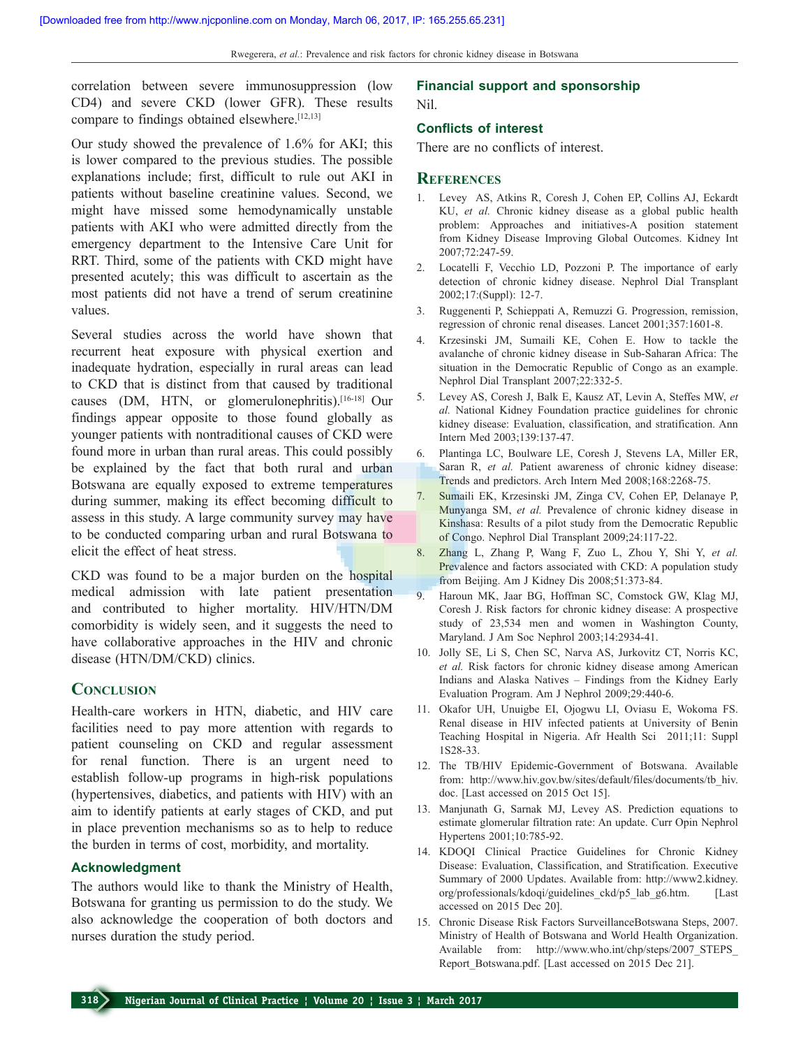correlation between severe immunosuppression (low CD4) and severe CKD (lower GFR). These results compare to findings obtained elsewhere.[12,13]

Our study showed the prevalence of 1.6% for AKI; this is lower compared to the previous studies. The possible explanations include; first, difficult to rule out AKI in patients without baseline creatinine values. Second, we might have missed some hemodynamically unstable patients with AKI who were admitted directly from the emergency department to the Intensive Care Unit for RRT. Third, some of the patients with CKD might have presented acutely; this was difficult to ascertain as the most patients did not have a trend of serum creatinine values.

Several studies across the world have shown that recurrent heat exposure with physical exertion and inadequate hydration, especially in rural areas can lead to CKD that is distinct from that caused by traditional causes (DM, HTN, or glomerulonephritis).[16-18] Our findings appear opposite to those found globally as younger patients with nontraditional causes of CKD were found more in urban than rural areas. This could possibly be explained by the fact that both rural and urban Botswana are equally exposed to extreme temperatures during summer, making its effect becoming difficult to assess in this study. A large community survey may have to be conducted comparing urban and rural Botswana to elicit the effect of heat stress.

CKD was found to be a major burden on the hospital medical admission with late patient presentation and contributed to higher mortality. HIV/HTN/DM comorbidity is widely seen, and it suggests the need to have collaborative approaches in the HIV and chronic disease (HTN/DM/CKD) clinics.

## Conclusion

Health-care workers in HTN, diabetic, and HIV care facilities need to pay more attention with regards to patient counseling on CKD and regular assessment for renal function. There is an urgent need to establish follow-up programs in high-risk populations (hypertensives, diabetics, and patients with HIV) with an aim to identify patients at early stages of CKD, and put in place prevention mechanisms so as to help to reduce the burden in terms of cost, morbidity, and mortality.

### Acknowledgment

The authors would like to thank the Ministry of Health, Botswana for granting us permission to do the study. We also acknowledge the cooperation of both doctors and nurses duration the study period.

### Financial support and sponsorship

Nil.

### Conflicts of interest

There are no conflicts of interest.

## References

1. Levey AS, Atkins R, Coresh J, Cohen EP, Collins AJ, Eckardt KU, *et al.* Chronic kidney disease as a global public health problem: Approaches and initiatives-A position statement from Kidney Disease Improving Global Outcomes. Kidney Int 2007;72:247-59.
2. Locatelli F, Vecchio LD, Pozzoni P. The importance of early detection of chronic kidney disease. Nephrol Dial Transplant 2002;17:(Suppl): 12-7.
3. Ruggenenti P, Schieppati A, Remuzzi G. Progression, remission, regression of chronic renal diseases. Lancet 2001;357:1601-8.
4. Krzesinski JM, Sumaili KE, Cohen E. How to tackle the avalanche of chronic kidney disease in Sub-Saharan Africa: The situation in the Democratic Republic of Congo as an example. Nephrol Dial Transplant 2007;22:332-5.
5. Levey AS, Coresh J, Balk E, Kausz AT, Levin A, Steffes MW, *et al.* National Kidney Foundation practice guidelines for chronic kidney disease: Evaluation, classification, and stratification. Ann Intern Med 2003;139:137-47.
6. Plantinga LC, Boulware LE, Coresh J, Stevens LA, Miller ER, Saran R, *et al.* Patient awareness of chronic kidney disease: Trends and predictors. Arch Intern Med 2008;168:2268-75.
7. Sumaili EK, Krzesinski JM, Zinga CV, Cohen EP, Delanaye P, Munyanga SM, *et al.* Prevalence of chronic kidney disease in Kinshasa: Results of a pilot study from the Democratic Republic of Congo. Nephrol Dial Transplant 2009;24:117-22.
8. Zhang L, Zhang P, Wang F, Zuo L, Zhou Y, Shi Y, *et al.* Prevalence and factors associated with CKD: A population study from Beijing. Am J Kidney Dis 2008;51:373-84.
9. Haroun MK, Jaar BG, Hoffman SC, Comstock GW, Klag MJ, Coresh J. Risk factors for chronic kidney disease: A prospective study of 23,534 men and women in Washington County, Maryland. J Am Soc Nephrol 2003;14:2934-41.
10. Jolly SE, Li S, Chen SC, Narva AS, Jurkovitz CT, Norris KC, *et al.* Risk factors for chronic kidney disease among American Indians and Alaska Natives – Findings from the Kidney Early Evaluation Program. Am J Nephrol 2009;29:440-6.
11. Okafor UH, Unuigbe EI, Ojogwu LI, Oviasu E, Wokoma FS. Renal disease in HIV infected patients at University of Benin Teaching Hospital in Nigeria. Afr Health Sci 2011;11: Suppl 1S28-33.
12. The TB/HIV Epidemic-Government of Botswana. Available from: http://www.hiv.gov.bw/sites/default/files/documents/tb_hiv.doc. [Last accessed on 2015 Oct 15].
13. Manjunath G, Sarnak MJ, Levey AS. Prediction equations to estimate glomerular filtration rate: An update. Curr Opin Nephrol Hypertens 2001;10:785-92.
14. KDOQI Clinical Practice Guidelines for Chronic Kidney Disease: Evaluation, Classification, and Stratification. Executive Summary of 2000 Updates. Available from: http://www2.kidney.org/professionals/kdoqi/guidelines_ckd/p5_lab_g6.htm. [Last accessed on 2015 Dec 20].
15. Chronic Disease Risk Factors SurveillanceBotswana Steps, 2007. Ministry of Health of Botswana and World Health Organization. Available from: http://www.who.int/chp/steps/2007_STEPS_Report_Botswana.pdf. [Last accessed on 2015 Dec 21].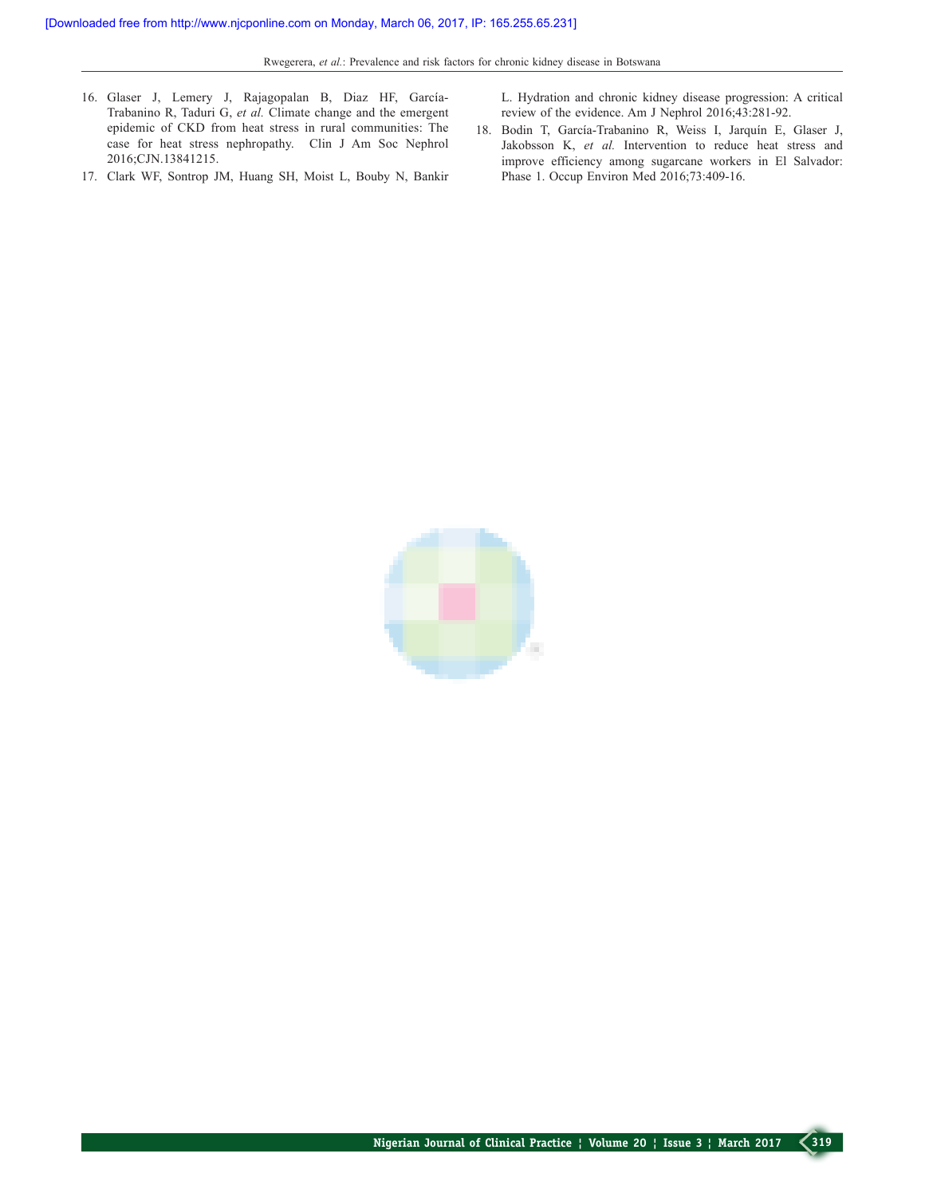16. Glaser J, Lemery J, Rajagopalan B, Diaz HF, García-Trabanino R, Taduri G, *et al.* Climate change and the emergent epidemic of CKD from heat stress in rural communities: The case for heat stress nephropathy. Clin J Am Soc Nephrol 2016;CJN.13841215.
17. Clark WF, Sontrop JM, Huang SH, Moist L, Bouby N, Bankir L. Hydration and chronic kidney disease progression: A critical review of the evidence. Am J Nephrol 2016;43:281-92.
18. Bodin T, García-Trabanino R, Weiss I, Jarquín E, Glaser J, Jakobsson K, *et al.* Intervention to reduce heat stress and improve efficiency among sugarcane workers in El Salvador: Phase 1. Occup Environ Med 2016;73:409-16.